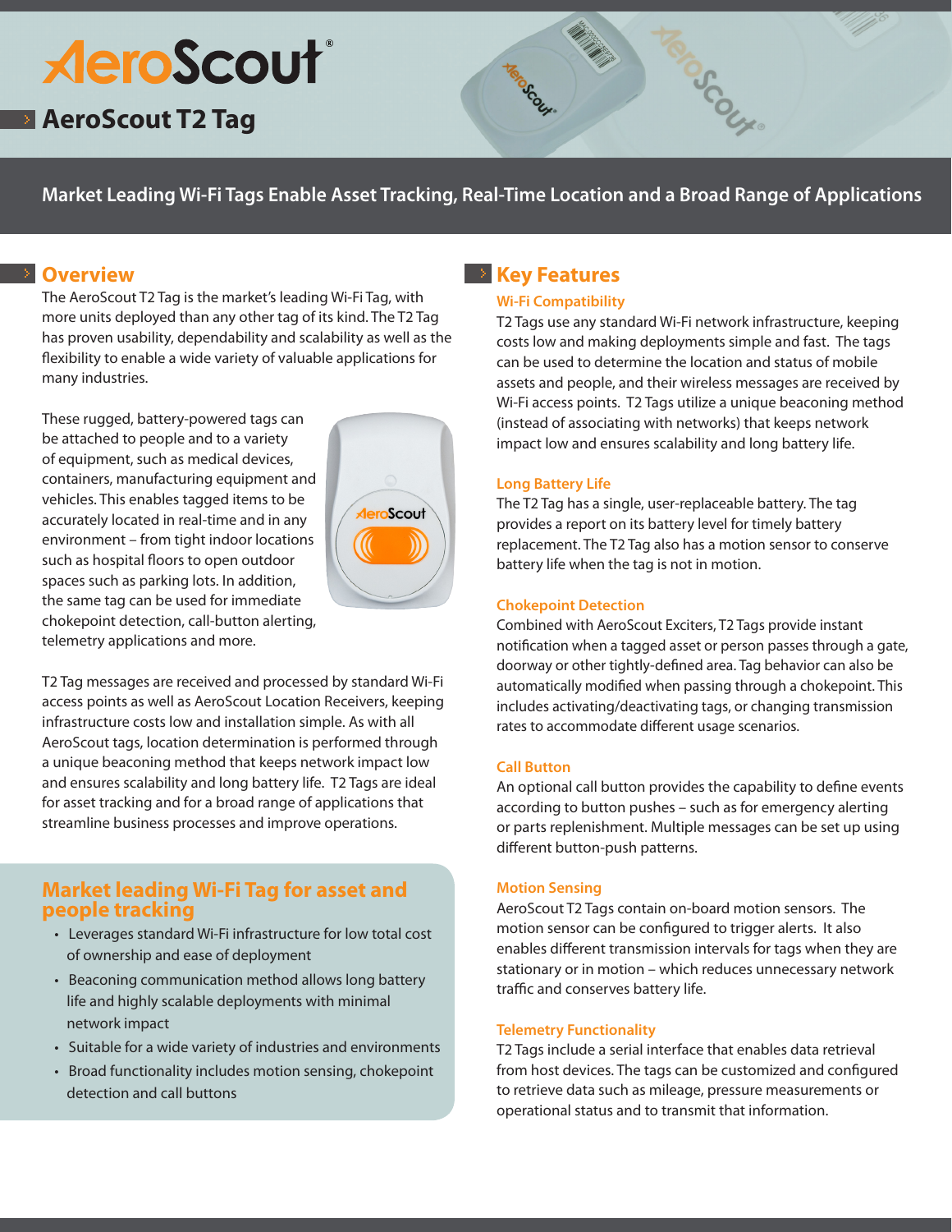# AeroScout®

## AeroScout T2 Tag

**Market Leading Wi-Fi Tags Enable Asset Tracking, Real-Time Location and a Broad Range of Applications**

## Overview

The AeroScout T2 Tag is the market's leading Wi-Fi Tag, with more units deployed than any other tag of its kind. The T2 Tag has proven usability, dependability and scalability as well as the flexibility to enable a wide variety of valuable applications for many industries.

These rugged, battery-powered tags can be attached to people and to a variety of equipment, such as medical devices, containers, manufacturing equipment and vehicles. This enables tagged items to be accurately located in real-time and in any environment – from tight indoor locations such as hospital floors to open outdoor spaces such as parking lots. In addition, the same tag can be used for immediate chokepoint detection, call-button alerting, telemetry applications and more.

T2 Tag messages are received and processed by standard Wi-Fi access points as well as AeroScout Location Receivers, keeping infrastructure costs low and installation simple. As with all AeroScout tags, location determination is performed through a unique beaconing method that keeps network impact low and ensures scalability and long battery life. T2 Tags are ideal for asset tracking and for a broad range of applications that streamline business processes and improve operations.

### Market leading Wi-Fi Tag for asset and people tracking

- Leverages standard Wi-Fi infrastructure for low total cost of ownership and ease of deployment
- Beaconing communication method allows long battery life and highly scalable deployments with minimal network impact
- Suitable for a wide variety of industries and environments
- Broad functionality includes motion sensing, chokepoint detection and call buttons

## Key Features

### Wi-Fi Compatibility

T2 Tags use any standard Wi-Fi network infrastructure, keeping costs low and making deployments simple and fast. The tags can be used to determine the location and status of mobile assets and people, and their wireless messages are received by Wi-Fi access points. T2 Tags utilize a unique beaconing method (instead of associating with networks) that keeps network impact low and ensures scalability and long battery life.

### Long Battery Life

The T2 Tag has a single, user-replaceable battery. The tag provides a report on its battery level for timely battery replacement. The T2 Tag also has a motion sensor to conserve battery life when the tag is not in motion.

### Chokepoint Detection

Combined with AeroScout Exciters, T2 Tags provide instant notification when a tagged asset or person passes through a gate, doorway or other tightly-defined area. Tag behavior can also be automatically modified when passing through a chokepoint. This includes activating/deactivating tags, or changing transmission rates to accommodate different usage scenarios.

### Call Button

An optional call button provides the capability to define events according to button pushes – such as for emergency alerting or parts replenishment. Multiple messages can be set up using different button-push patterns.

### Motion Sensing

AeroScout T2 Tags contain on-board motion sensors. The motion sensor can be configured to trigger alerts. It also enables different transmission intervals for tags when they are stationary or in motion – which reduces unnecessary network traffic and conserves battery life.

### Telemetry Functionality

T2 Tags include a serial interface that enables data retrieval from host devices. The tags can be customized and configured to retrieve data such as mileage, pressure measurements or operational status and to transmit that information.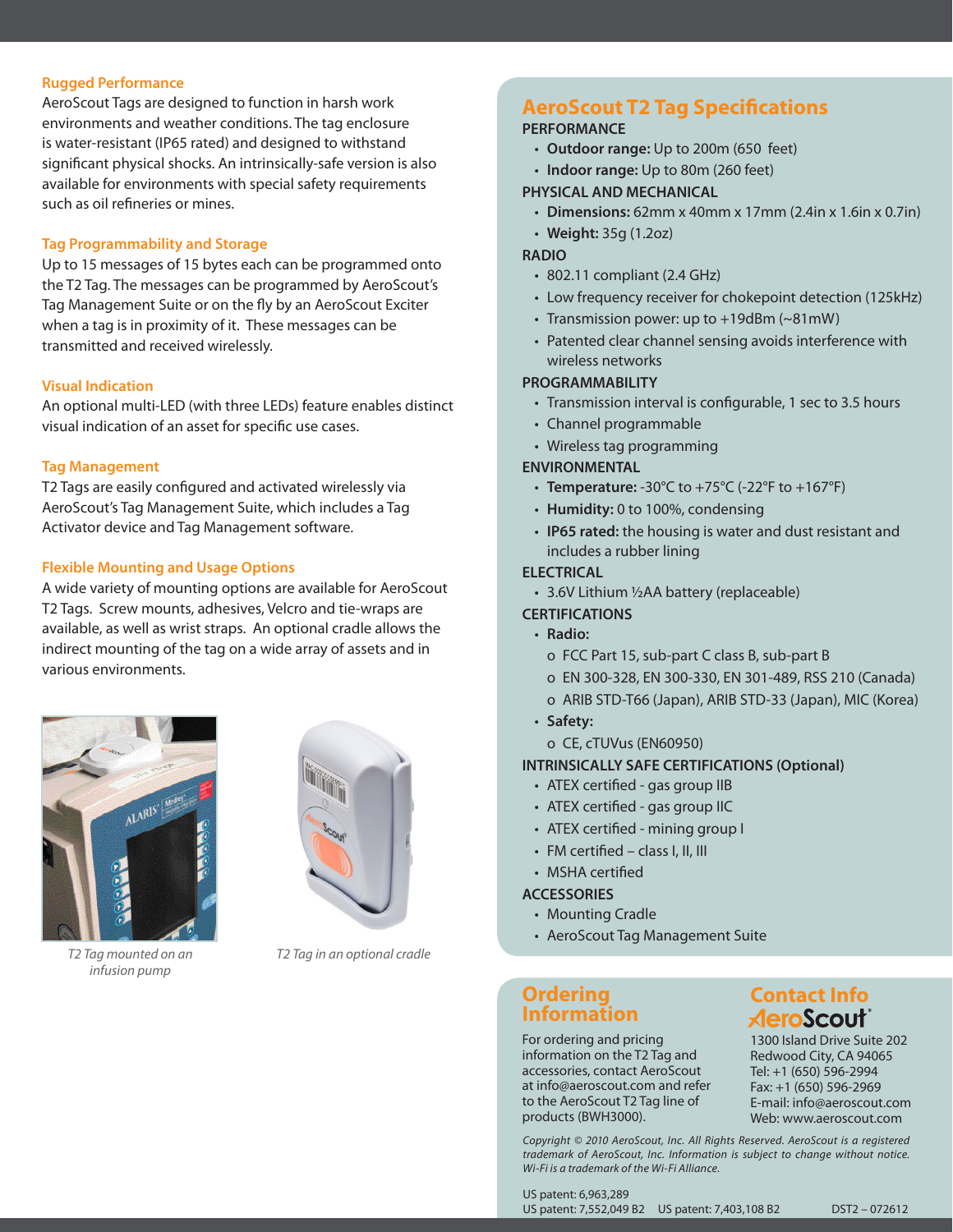## Rugged Performance

AeroScout Tags are designed to function in harsh work environments and weather conditions. The tag enclosure is water-resistant (IP65 rated) and designed to withstand significant physical shocks. An intrinsically-safe version is also available for environments with special safety requirements such as oil refineries or mines.

## Tag Programmability and Storage

Up to 15 messages of 15 bytes each can be programmed onto the T2 Tag. The messages can be programmed by AeroScout's Tag Management Suite or on the fly by an AeroScout Exciter when a tag is in proximity of it. These messages can be transmitted and received wirelessly.

## Visual Indication

An optional multi-LED (with three LEDs) feature enables distinct visual indication of an asset for specific use cases.

## Tag Management

T2 Tags are easily configured and activated wirelessly via AeroScout's Tag Management Suite, which includes a Tag Activator device and Tag Management software.

## Flexible Mounting and Usage Options

A wide variety of mounting options are available for AeroScout T2 Tags. Screw mounts, adhesives, Velcro and tie-wraps are available, as well as wrist straps. An optional cradle allows the indirect mounting of the tag on a wide array of assets and in various environments.

*T2 Tag mounted on an infusion pump*

*T2 Tag in an optional cradle*

# AeroScout T2 Tag Specifications

**PERFORMANCE**

- **Outdoor range:** Up to 200m (650 feet)
- **Indoor range:** Up to 80m (260 feet)

**PHYSICAL AND MECHANICAL**

- **Dimensions:** 62mm x 40mm x 17mm (2.4in x 1.6in x 0.7in)
- **Weight:** 35g (1.2oz)

**RADIO**

- 802.11 compliant (2.4 GHz)
- Low frequency receiver for chokepoint detection (125kHz)
- Transmission power: up to +19dBm (~81mW)
- Patented clear channel sensing avoids interference with wireless networks

**PROGRAMMABILITY**

- Transmission interval is configurable, 1 sec to 3.5 hours
- Channel programmable
- Wireless tag programming

**ENVIRONMENTAL**

- **Temperature:** -30°C to +75°C (-22°F to +167°F)
- **Humidity:** 0 to 100%, condensing
- **IP65 rated:** the housing is water and dust resistant and includes a rubber lining

**ELECTRICAL**

- 3.6V Lithium ½AA battery (replaceable)

**CERTIFICATIONS**

- **Radio:**
  - FCC Part 15, sub-part C class B, sub-part B
  - EN 300-328, EN 300-330, EN 301-489, RSS 210 (Canada)
  - ARIB STD-T66 (Japan), ARIB STD-33 (Japan), MIC (Korea)
- **Safety:**
  - CE, cTUVus (EN60950)

**INTRINSICALLY SAFE CERTIFICATIONS (Optional)**

- ATEX certified - gas group IIB
- ATEX certified - gas group IIC
- ATEX certified - mining group I
- FM certified – class I, II, III
- MSHA certified

**ACCESSORIES**

- Mounting Cradle
- AeroScout Tag Management Suite

## Ordering Information

For ordering and pricing information on the T2 Tag and accessories, contact AeroScout at info@aeroscout.com and refer to the AeroScout T2 Tag line of products (BWH3000).

## Contact Info

AeroScout

1300 Island Drive Suite 202
Redwood City, CA 94065
Tel: +1 (650) 596-2994
Fax: +1 (650) 596-2969
E-mail: info@aeroscout.com
Web: www.aeroscout.com

*Copyright © 2010 AeroScout, Inc. All Rights Reserved. AeroScout is a registered trademark of AeroScout, Inc. Information is subject to change without notice. Wi-Fi is a trademark of the Wi-Fi Alliance.*

US patent: 6,963,289
US patent: 7,552,049 B2 US patent: 7,403,108 B2 DST2 – 072612